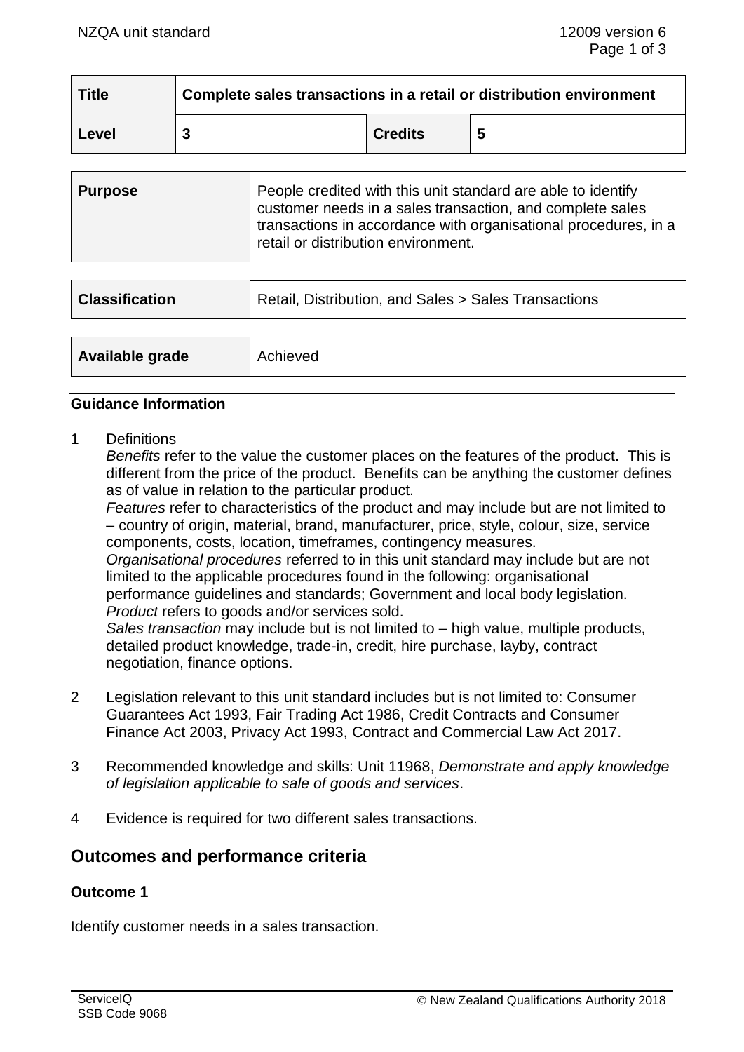| Title | Complete sales transactions in a retail or distribution environment | | |
|---|---|---|---|
| Level | 3 | Credits | 5 |

| Purpose | People credited with this unit standard are able to identify customer needs in a sales transaction, and complete sales transactions in accordance with organisational procedures, in a retail or distribution environment. |
|---|---|

| Classification | Retail, Distribution, and Sales > Sales Transactions |
|---|---|

| Available grade | Achieved |
|---|---|

### Guidance Information

1 Definitions
*Benefits* refer to the value the customer places on the features of the product. This is different from the price of the product. Benefits can be anything the customer defines as of value in relation to the particular product.
*Features* refer to characteristics of the product and may include but are not limited to – country of origin, material, brand, manufacturer, price, style, colour, size, service components, costs, location, timeframes, contingency measures.
*Organisational procedures* referred to in this unit standard may include but are not limited to the applicable procedures found in the following: organisational performance guidelines and standards; Government and local body legislation.
*Product* refers to goods and/or services sold.
*Sales transaction* may include but is not limited to – high value, multiple products, detailed product knowledge, trade-in, credit, hire purchase, layby, contract negotiation, finance options.

2 Legislation relevant to this unit standard includes but is not limited to: Consumer Guarantees Act 1993, Fair Trading Act 1986, Credit Contracts and Consumer Finance Act 2003, Privacy Act 1993, Contract and Commercial Law Act 2017.

3 Recommended knowledge and skills: Unit 11968, *Demonstrate and apply knowledge of legislation applicable to sale of goods and services*.

4 Evidence is required for two different sales transactions.

## Outcomes and performance criteria

### Outcome 1

Identify customer needs in a sales transaction.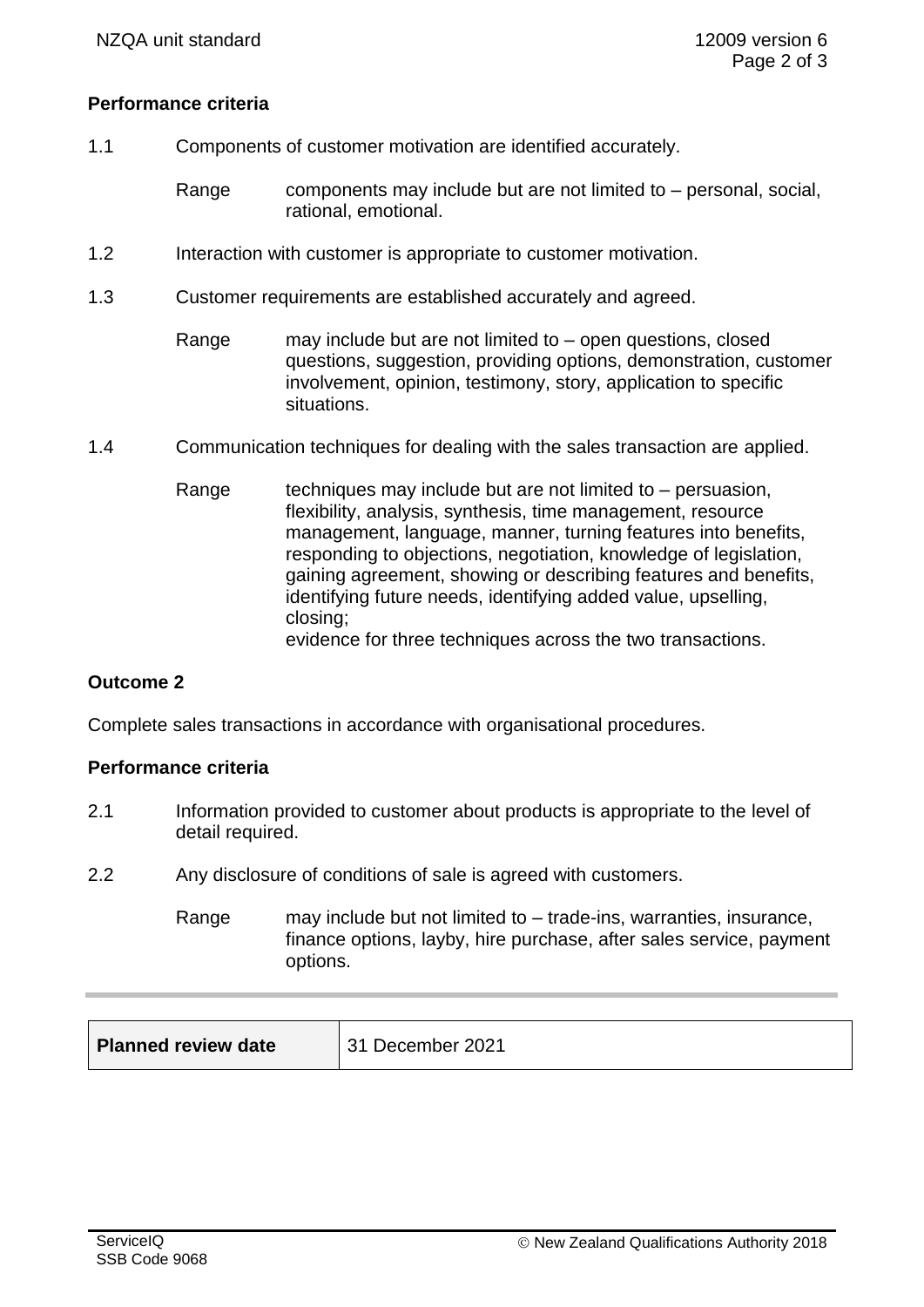**Performance criteria**

1.1 Components of customer motivation are identified accurately.

Range: components may include but are not limited to – personal, social, rational, emotional.

1.2 Interaction with customer is appropriate to customer motivation.

1.3 Customer requirements are established accurately and agreed.

Range: may include but are not limited to – open questions, closed questions, suggestion, providing options, demonstration, customer involvement, opinion, testimony, story, application to specific situations.

1.4 Communication techniques for dealing with the sales transaction are applied.

Range: techniques may include but are not limited to – persuasion, flexibility, analysis, synthesis, time management, resource management, language, manner, turning features into benefits, responding to objections, negotiation, knowledge of legislation, gaining agreement, showing or describing features and benefits, identifying future needs, identifying added value, upselling, closing;
evidence for three techniques across the two transactions.

## Outcome 2

Complete sales transactions in accordance with organisational procedures.

**Performance criteria**

2.1 Information provided to customer about products is appropriate to the level of detail required.

2.2 Any disclosure of conditions of sale is agreed with customers.

Range: may include but not limited to – trade-ins, warranties, insurance, finance options, layby, hire purchase, after sales service, payment options.

| **Planned review date** | 31 December 2021 |
|---|---|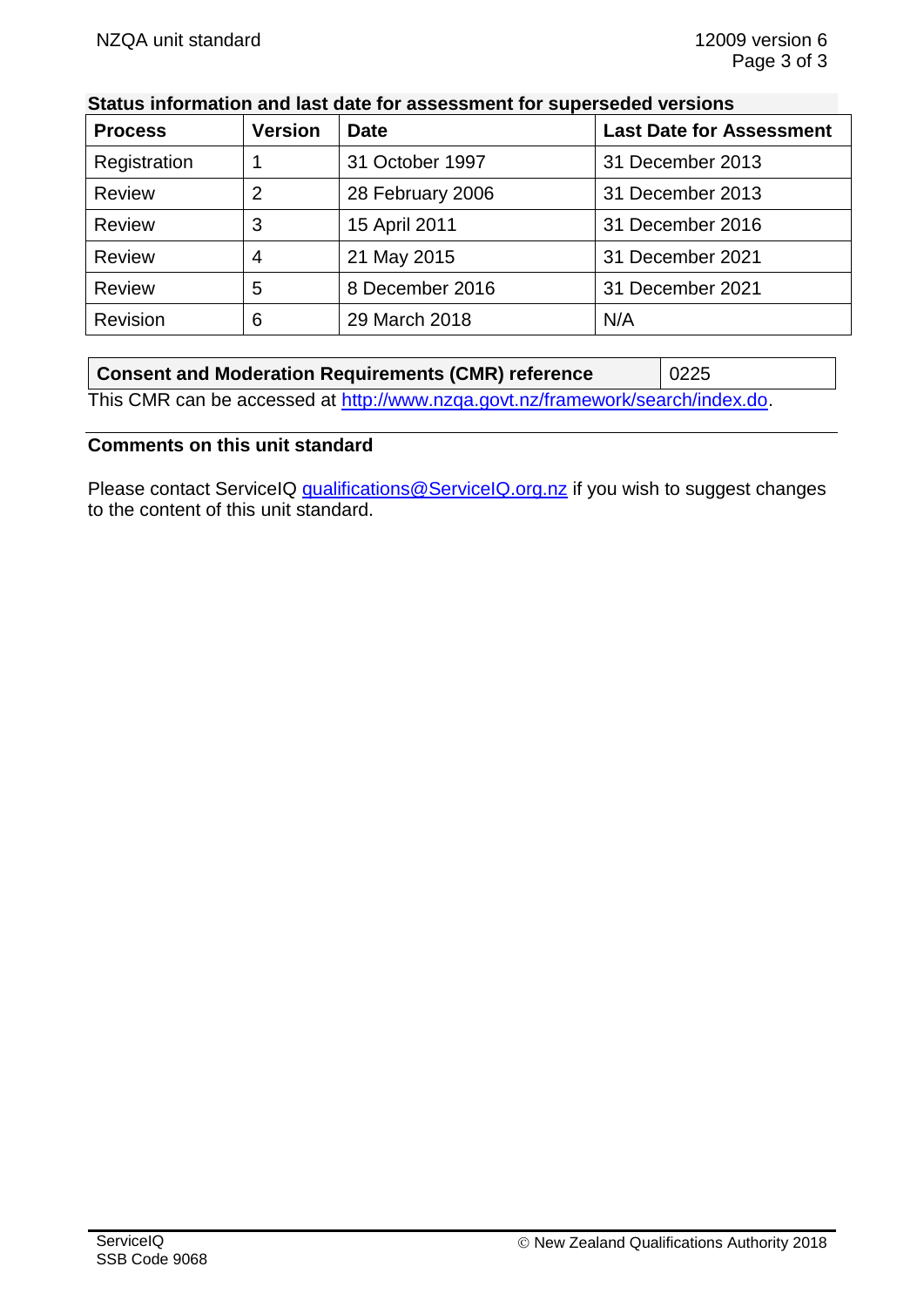**Status information and last date for assessment for superseded versions**

| Process | Version | Date | Last Date for Assessment |
|---|---|---|---|
| Registration | 1 | 31 October 1997 | 31 December 2013 |
| Review | 2 | 28 February 2006 | 31 December 2013 |
| Review | 3 | 15 April 2011 | 31 December 2016 |
| Review | 4 | 21 May 2015 | 31 December 2021 |
| Review | 5 | 8 December 2016 | 31 December 2021 |
| Revision | 6 | 29 March 2018 | N/A |

| Consent and Moderation Requirements (CMR) reference | 0225 |
|---|---|

This CMR can be accessed at http://www.nzqa.govt.nz/framework/search/index.do.

**Comments on this unit standard**

Please contact ServiceIQ qualifications@ServiceIQ.org.nz if you wish to suggest changes to the content of this unit standard.